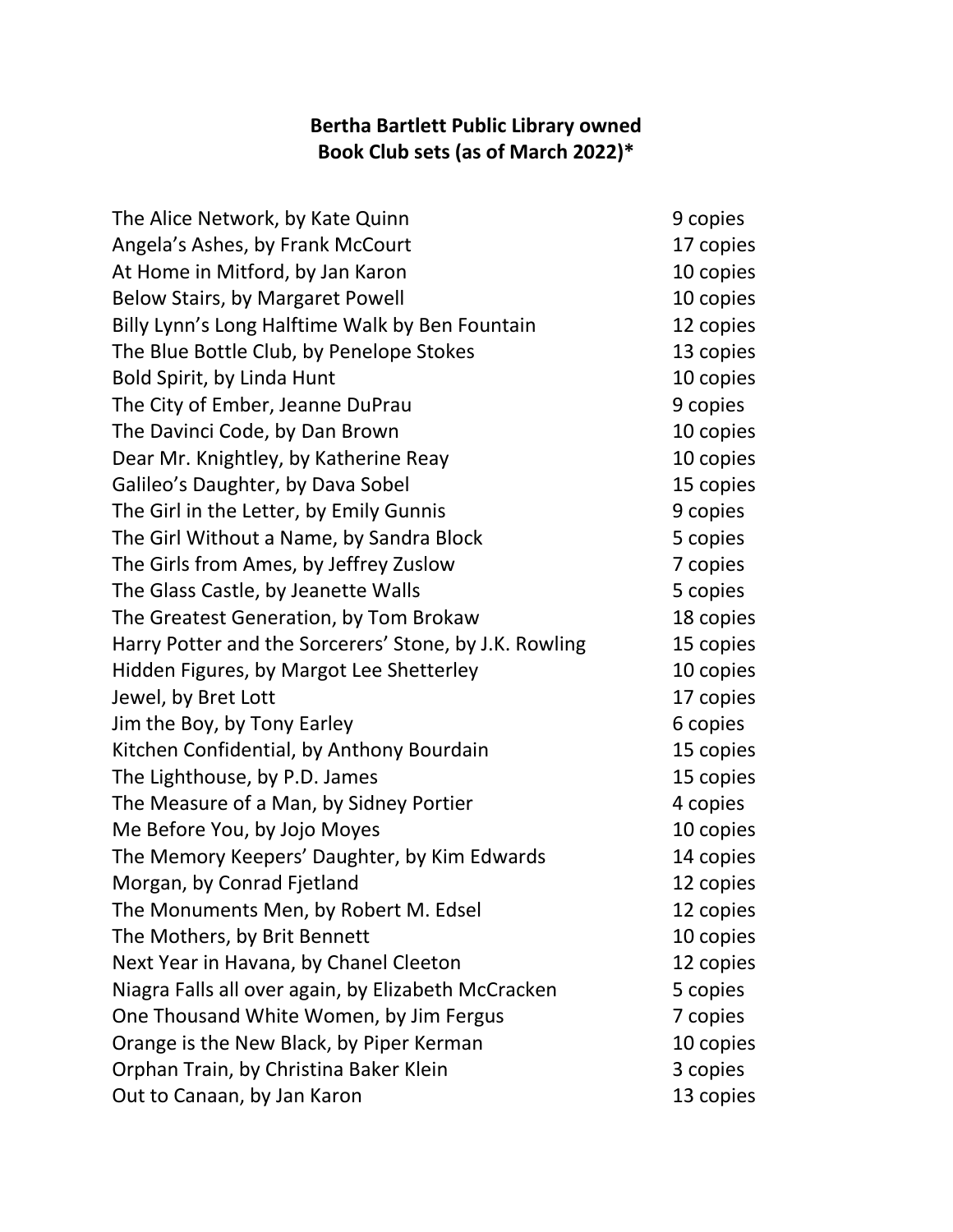**Bertha Bartlett Public Library owned**
**Book Club sets (as of March 2022)***

| | |
|---|---|
| The Alice Network, by Kate Quinn | 9 copies |
| Angela's Ashes, by Frank McCourt | 17 copies |
| At Home in Mitford, by Jan Karon | 10 copies |
| Below Stairs, by Margaret Powell | 10 copies |
| Billy Lynn's Long Halftime Walk by Ben Fountain | 12 copies |
| The Blue Bottle Club, by Penelope Stokes | 13 copies |
| Bold Spirit, by Linda Hunt | 10 copies |
| The City of Ember, Jeanne DuPrau | 9 copies |
| The Davinci Code, by Dan Brown | 10 copies |
| Dear Mr. Knightley, by Katherine Reay | 10 copies |
| Galileo's Daughter, by Dava Sobel | 15 copies |
| The Girl in the Letter, by Emily Gunnis | 9 copies |
| The Girl Without a Name, by Sandra Block | 5 copies |
| The Girls from Ames, by Jeffrey Zuslow | 7 copies |
| The Glass Castle, by Jeanette Walls | 5 copies |
| The Greatest Generation, by Tom Brokaw | 18 copies |
| Harry Potter and the Sorcerers' Stone, by J.K. Rowling | 15 copies |
| Hidden Figures, by Margot Lee Shetterley | 10 copies |
| Jewel, by Bret Lott | 17 copies |
| Jim the Boy, by Tony Earley | 6 copies |
| Kitchen Confidential, by Anthony Bourdain | 15 copies |
| The Lighthouse, by P.D. James | 15 copies |
| The Measure of a Man, by Sidney Portier | 4 copies |
| Me Before You, by Jojo Moyes | 10 copies |
| The Memory Keepers' Daughter, by Kim Edwards | 14 copies |
| Morgan, by Conrad Fjetland | 12 copies |
| The Monuments Men, by Robert M. Edsel | 12 copies |
| The Mothers, by Brit Bennett | 10 copies |
| Next Year in Havana, by Chanel Cleeton | 12 copies |
| Niagra Falls all over again, by Elizabeth McCracken | 5 copies |
| One Thousand White Women, by Jim Fergus | 7 copies |
| Orange is the New Black, by Piper Kerman | 10 copies |
| Orphan Train, by Christina Baker Klein | 3 copies |
| Out to Canaan, by Jan Karon | 13 copies |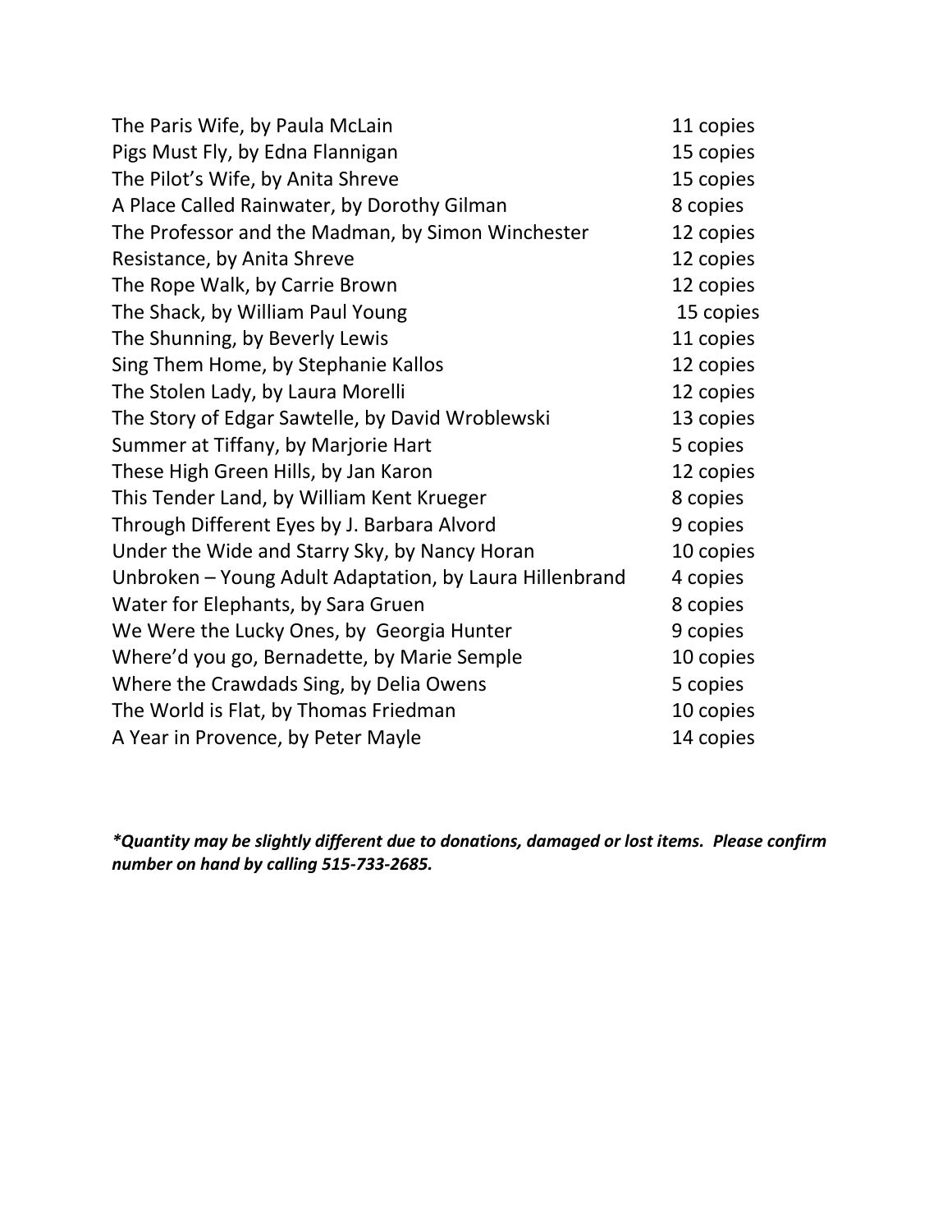| | |
|---|---|
| The Paris Wife, by Paula McLain | 11 copies |
| Pigs Must Fly, by Edna Flannigan | 15 copies |
| The Pilot's Wife, by Anita Shreve | 15 copies |
| A Place Called Rainwater, by Dorothy Gilman | 8 copies |
| The Professor and the Madman, by Simon Winchester | 12 copies |
| Resistance, by Anita Shreve | 12 copies |
| The Rope Walk, by Carrie Brown | 12 copies |
| The Shack, by William Paul Young | 15 copies |
| The Shunning, by Beverly Lewis | 11 copies |
| Sing Them Home, by Stephanie Kallos | 12 copies |
| The Stolen Lady, by Laura Morelli | 12 copies |
| The Story of Edgar Sawtelle, by David Wroblewski | 13 copies |
| Summer at Tiffany, by Marjorie Hart | 5 copies |
| These High Green Hills, by Jan Karon | 12 copies |
| This Tender Land, by William Kent Krueger | 8 copies |
| Through Different Eyes by J. Barbara Alvord | 9 copies |
| Under the Wide and Starry Sky, by Nancy Horan | 10 copies |
| Unbroken – Young Adult Adaptation, by Laura Hillenbrand | 4 copies |
| Water for Elephants, by Sara Gruen | 8 copies |
| We Were the Lucky Ones, by Georgia Hunter | 9 copies |
| Where'd you go, Bernadette, by Marie Semple | 10 copies |
| Where the Crawdads Sing, by Delia Owens | 5 copies |
| The World is Flat, by Thomas Friedman | 10 copies |
| A Year in Provence, by Peter Mayle | 14 copies |

***Quantity may be slightly different due to donations, damaged or lost items. Please confirm number on hand by calling 515-733-2685.***